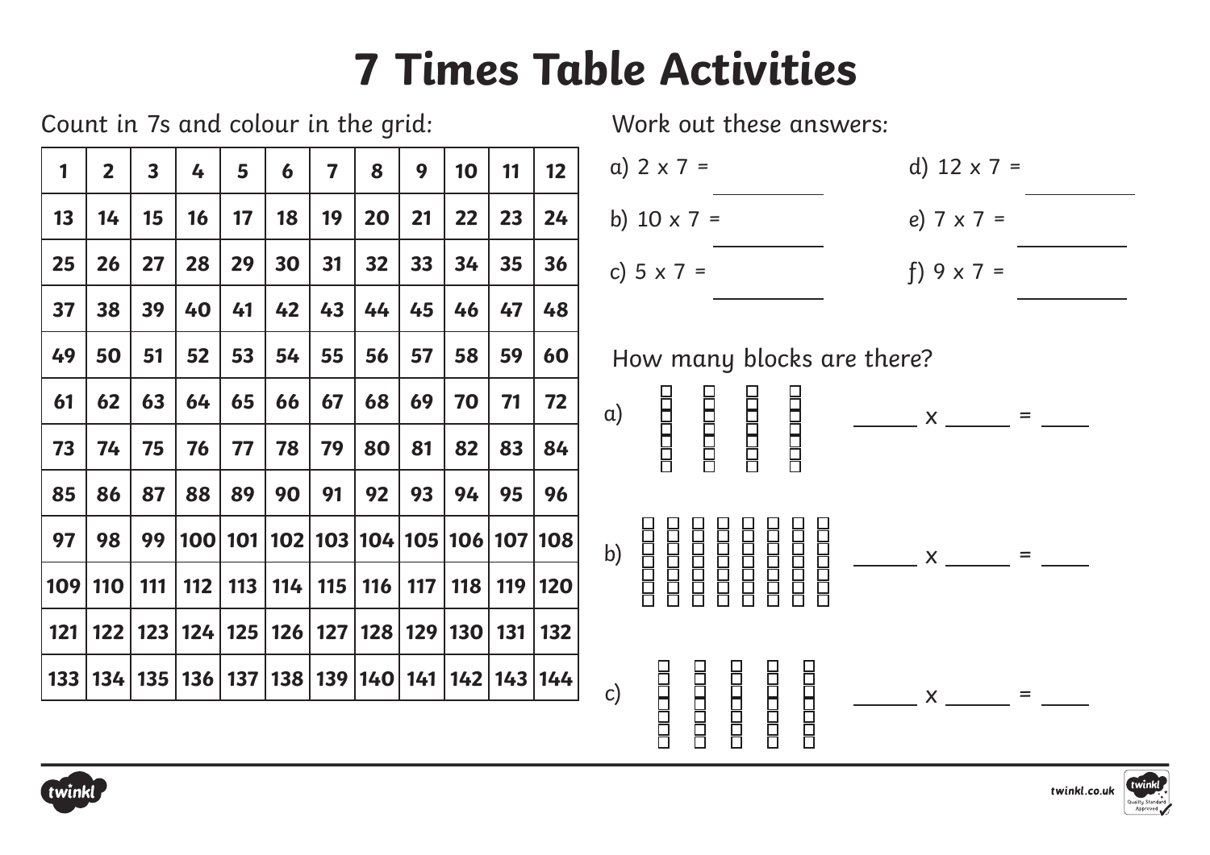# 7 Times Table Activities

Count in 7s and colour in the grid:

| 1 | 2 | 3 | 4 | 5 | 6 | 7 | 8 | 9 | 10 | 11 | 12 |
|---|---|---|---|---|---|---|---|---|---|---|---|
| 13 | 14 | 15 | 16 | 17 | 18 | 19 | 20 | 21 | 22 | 23 | 24 |
| 25 | 26 | 27 | 28 | 29 | 30 | 31 | 32 | 33 | 34 | 35 | 36 |
| 37 | 38 | 39 | 40 | 41 | 42 | 43 | 44 | 45 | 46 | 47 | 48 |
| 49 | 50 | 51 | 52 | 53 | 54 | 55 | 56 | 57 | 58 | 59 | 60 |
| 61 | 62 | 63 | 64 | 65 | 66 | 67 | 68 | 69 | 70 | 71 | 72 |
| 73 | 74 | 75 | 76 | 77 | 78 | 79 | 80 | 81 | 82 | 83 | 84 |
| 85 | 86 | 87 | 88 | 89 | 90 | 91 | 92 | 93 | 94 | 95 | 96 |
| 97 | 98 | 99 | 100 | 101 | 102 | 103 | 104 | 105 | 106 | 107 | 108 |
| 109 | 110 | 111 | 112 | 113 | 114 | 115 | 116 | 117 | 118 | 119 | 120 |
| 121 | 122 | 123 | 124 | 125 | 126 | 127 | 128 | 129 | 130 | 131 | 132 |
| 133 | 134 | 135 | 136 | 137 | 138 | 139 | 140 | 141 | 142 | 143 | 144 |

Work out these answers:

a) 2 x 7 = ________

b) 10 x 7 = ________

c) 5 x 7 = ________

d) 12 x 7 = ________

e) 7 x 7 = ________

f) 9 x 7 = ________

How many blocks are there?

a) ______ x ______ = ____

b) ______ x ______ = ____

c) ______ x ______ = ____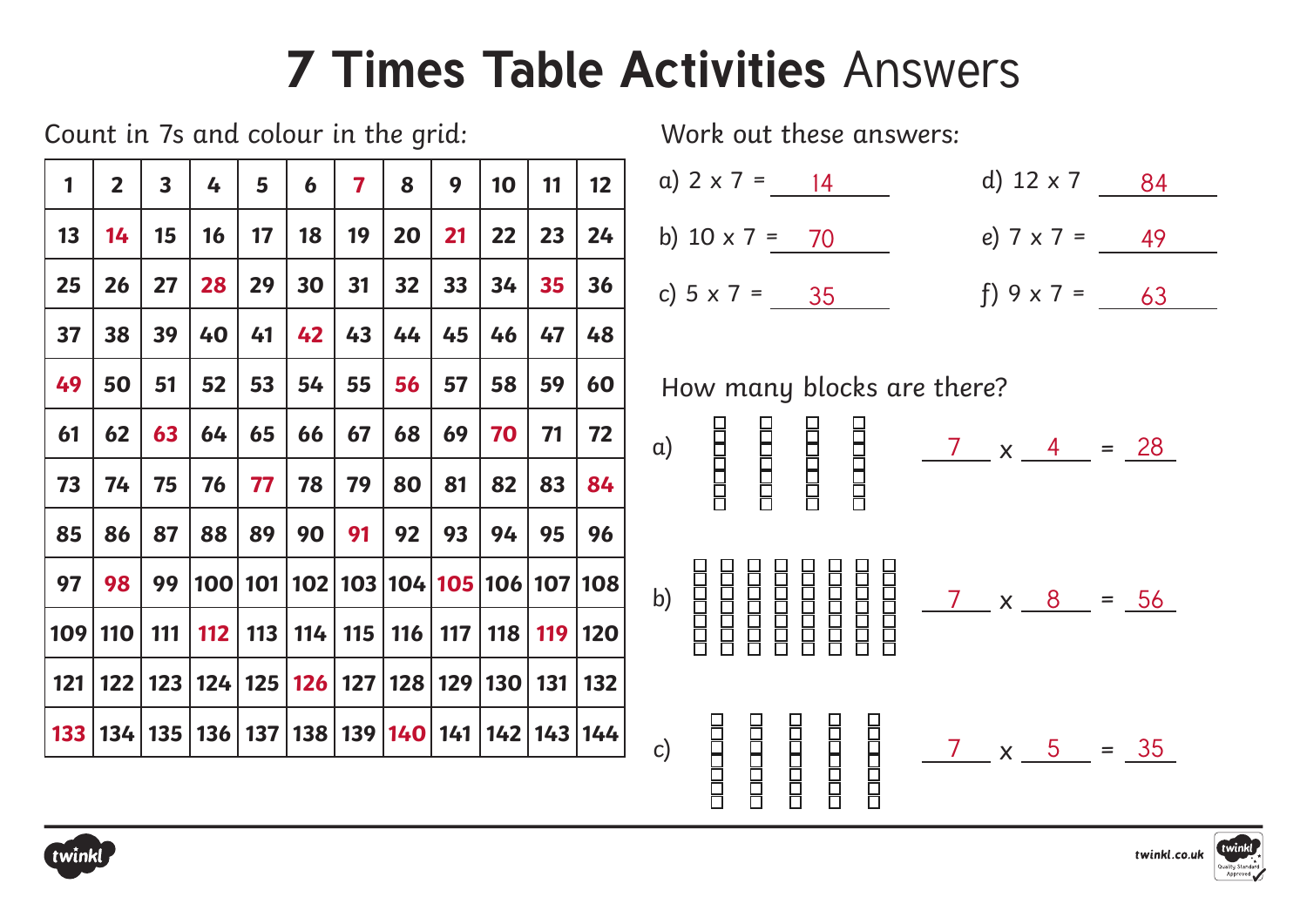# **7 Times Table Activities** Answers

Count in 7s and colour in the grid:

| | | | | | | | | | | | |
|---|---|---|---|---|---|---|---|---|---|---|---|
| 1 | 2 | 3 | 4 | 5 | 6 | 7 | 8 | 9 | 10 | 11 | 12 |
| 13 | 14 | 15 | 16 | 17 | 18 | 19 | 20 | 21 | 22 | 23 | 24 |
| 25 | 26 | 27 | 28 | 29 | 30 | 31 | 32 | 33 | 34 | 35 | 36 |
| 37 | 38 | 39 | 40 | 41 | 42 | 43 | 44 | 45 | 46 | 47 | 48 |
| 49 | 50 | 51 | 52 | 53 | 54 | 55 | 56 | 57 | 58 | 59 | 60 |
| 61 | 62 | 63 | 64 | 65 | 66 | 67 | 68 | 69 | 70 | 71 | 72 |
| 73 | 74 | 75 | 76 | 77 | 78 | 79 | 80 | 81 | 82 | 83 | 84 |
| 85 | 86 | 87 | 88 | 89 | 90 | 91 | 92 | 93 | 94 | 95 | 96 |
| 97 | 98 | 99 | 100 | 101 | 102 | 103 | 104 | 105 | 106 | 107 | 108 |
| 109 | 110 | 111 | 112 | 113 | 114 | 115 | 116 | 117 | 118 | 119 | 120 |
| 121 | 122 | 123 | 124 | 125 | 126 | 127 | 128 | 129 | 130 | 131 | 132 |
| 133 | 134 | 135 | 136 | 137 | 138 | 139 | 140 | 141 | 142 | 143 | 144 |

Work out these answers:

a) 2 x 7 = 14

b) 10 x 7 = 70

c) 5 x 7 = 35

d) 12 x 7 84

e) 7 x 7 = 49

f) 9 x 7 = 63

How many blocks are there?

a) 7 x 4 = 28

b) 7 x 8 = 56

c) 7 x 5 = 35